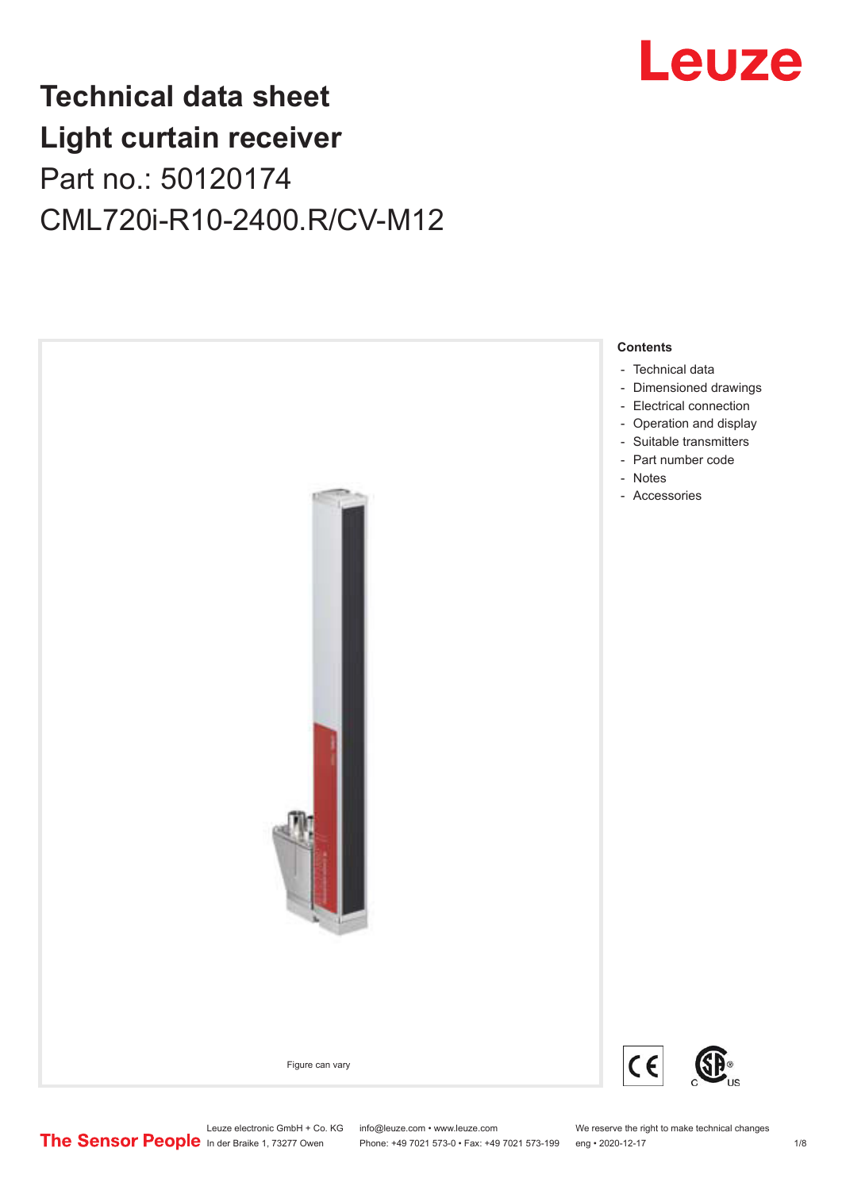# Technical data sheet
# Light curtain receiver

Part no.: 50120174

CML720i-R10-2400.R/CV-M12

Figure can vary

**Contents**

- Technical data
- Dimensioned drawings
- Electrical connection
- Operation and display
- Suitable transmitters
- Part number code
- Notes
- Accessories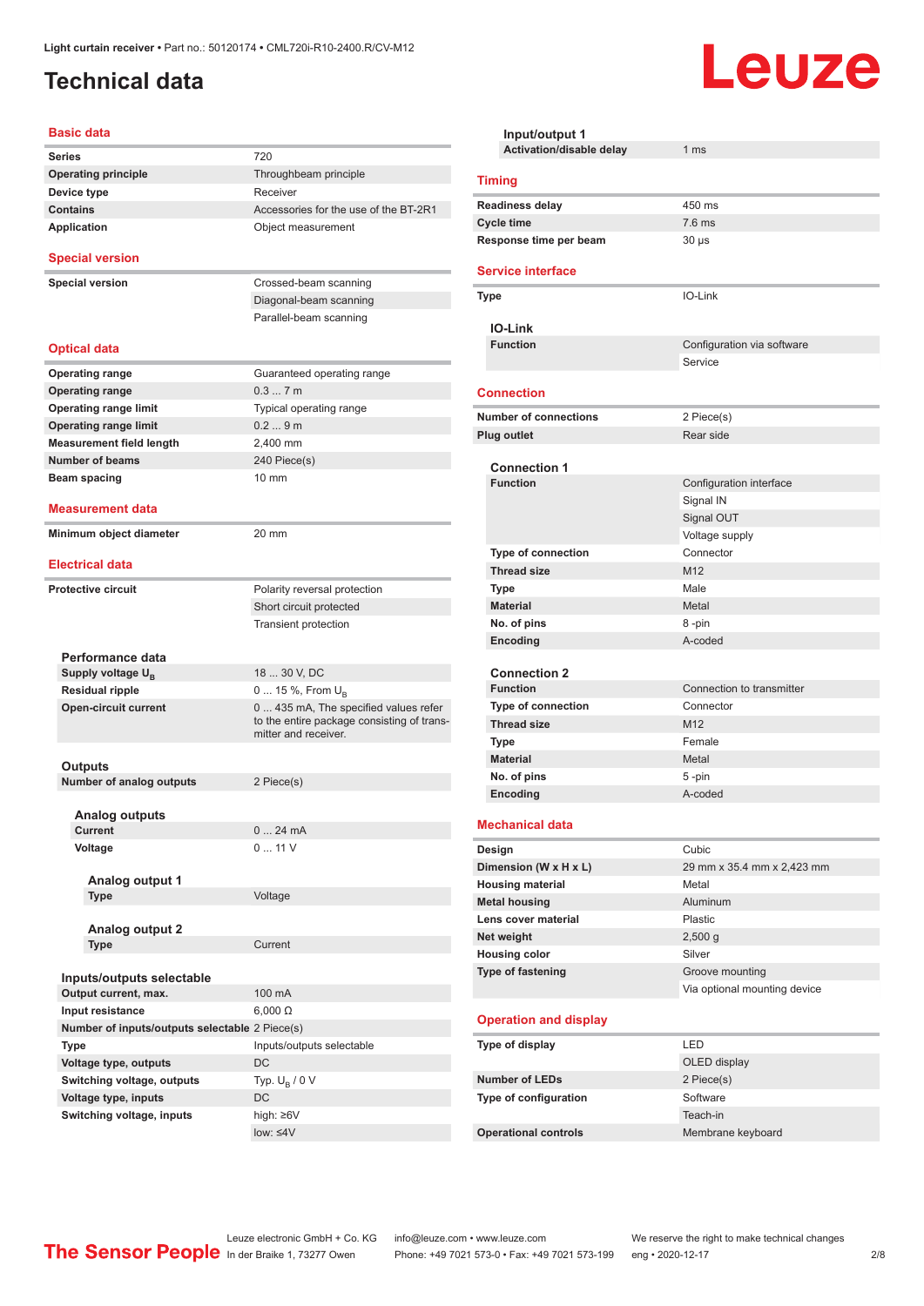Light curtain receiver • Part no.: 50120174 • CML720i-R10-2400.R/CV-M12

# Technical data

## Basic data

| | |
|---|---|
| Series | 720 |
| Operating principle | Throughbeam principle |
| Device type | Receiver |
| Contains | Accessories for the use of the BT-2R1 |
| Application | Object measurement |

## Special version

| | |
|---|---|
| Special version | Crossed-beam scanning |
| | Diagonal-beam scanning |
| | Parallel-beam scanning |

## Optical data

| | |
|---|---|
| Operating range | Guaranteed operating range |
| Operating range | 0.3 ... 7 m |
| Operating range limit | Typical operating range |
| Operating range limit | 0.2 ... 9 m |
| Measurement field length | 2,400 mm |
| Number of beams | 240 Piece(s) |
| Beam spacing | 10 mm |

## Measurement data

| | |
|---|---|
| Minimum object diameter | 20 mm |

## Electrical data

| | |
|---|---|
| Protective circuit | Polarity reversal protection |
| | Short circuit protected |
| | Transient protection |

### Performance data

| | |
|---|---|
| Supply voltage $U_B$ | 18 ... 30 V, DC |
| Residual ripple | 0 ... 15 %, From $U_B$ |
| Open-circuit current | 0 ... 435 mA, The specified values refer to the entire package consisting of transmitter and receiver. |

### Outputs

| | |
|---|---|
| Number of analog outputs | 2 Piece(s) |

#### Analog outputs

| | |
|---|---|
| Current | 0 ... 24 mA |
| Voltage | 0 ... 11 V |

##### Analog output 1

| | |
|---|---|
| Type | Voltage |

##### Analog output 2

| | |
|---|---|
| Type | Current |

### Inputs/outputs selectable

| | |
|---|---|
| Output current, max. | 100 mA |
| Input resistance | 6,000 Ω |
| Number of inputs/outputs selectable | 2 Piece(s) |
| Type | Inputs/outputs selectable |
| Voltage type, outputs | DC |
| Switching voltage, outputs | Typ. $U_B$ / 0 V |
| Voltage type, inputs | DC |
| Switching voltage, inputs | high: ≥6V |
| | low: ≤4V |

### Input/output 1

| | |
|---|---|
| Activation/disable delay | 1 ms |

## Timing

| | |
|---|---|
| Readiness delay | 450 ms |
| Cycle time | 7.6 ms |
| Response time per beam | 30 µs |

## Service interface

| | |
|---|---|
| Type | IO-Link |

### IO-Link

| | |
|---|---|
| Function | Configuration via software |
| | Service |

## Connection

| | |
|---|---|
| Number of connections | 2 Piece(s) |
| Plug outlet | Rear side |

### Connection 1

| | |
|---|---|
| Function | Configuration interface |
| | Signal IN |
| | Signal OUT |
| | Voltage supply |
| Type of connection | Connector |
| Thread size | M12 |
| Type | Male |
| Material | Metal |
| No. of pins | 8 -pin |
| Encoding | A-coded |

### Connection 2

| | |
|---|---|
| Function | Connection to transmitter |
| Type of connection | Connector |
| Thread size | M12 |
| Type | Female |
| Material | Metal |
| No. of pins | 5 -pin |
| Encoding | A-coded |

## Mechanical data

| | |
|---|---|
| Design | Cubic |
| Dimension (W x H x L) | 29 mm x 35.4 mm x 2,423 mm |
| Housing material | Metal |
| Metal housing | Aluminum |
| Lens cover material | Plastic |
| Net weight | 2,500 g |
| Housing color | Silver |
| Type of fastening | Groove mounting |
| | Via optional mounting device |

## Operation and display

| | |
|---|---|
| Type of display | LED |
| | OLED display |
| Number of LEDs | 2 Piece(s) |
| Type of configuration | Software |
| | Teach-in |
| Operational controls | Membrane keyboard |

The Sensor People — Leuze electronic GmbH + Co. KG, In der Braike 1, 73277 Owen — info@leuze.com • www.leuze.com — Phone: +49 7021 573-0 • Fax: +49 7021 573-199 — We reserve the right to make technical changes — eng • 2020-12-17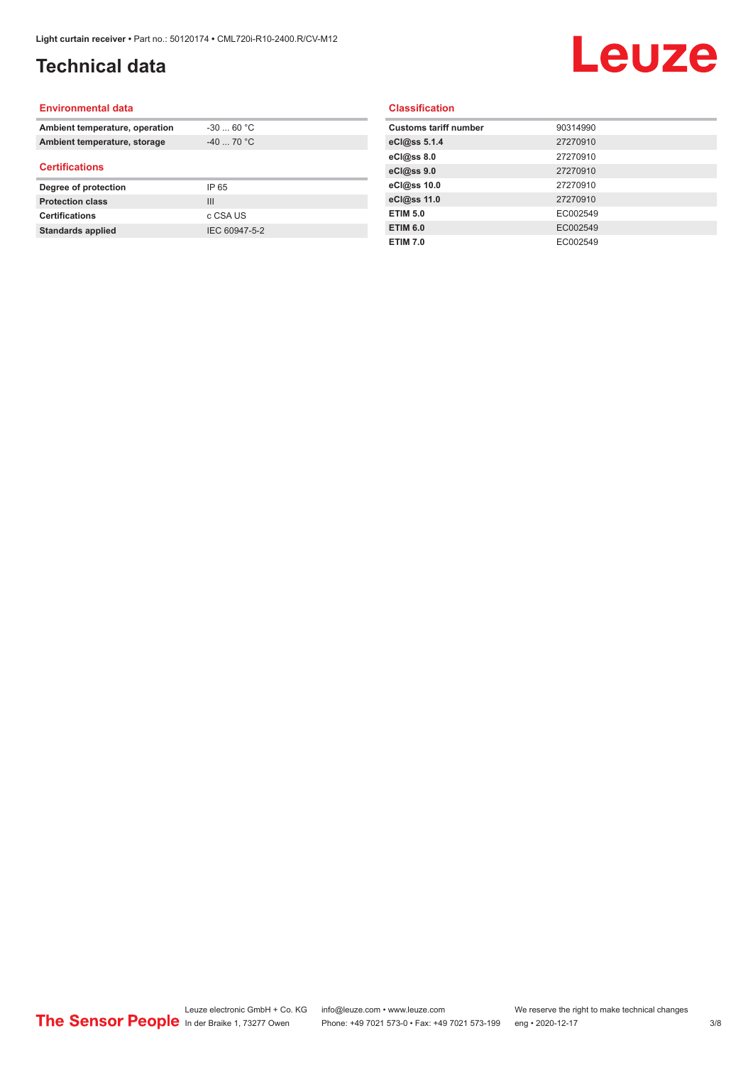# Technical data

## Environmental data

| | |
|---|---|
| **Ambient temperature, operation** | -30 ... 60 °C |
| **Ambient temperature, storage** | -40 ... 70 °C |

## Certifications

| | |
|---|---|
| **Degree of protection** | IP 65 |
| **Protection class** | III |
| **Certifications** | c CSA US |
| **Standards applied** | IEC 60947-5-2 |

## Classification

| | |
|---|---|
| **Customs tariff number** | 90314990 |
| **eCl@ss 5.1.4** | 27270910 |
| **eCl@ss 8.0** | 27270910 |
| **eCl@ss 9.0** | 27270910 |
| **eCl@ss 10.0** | 27270910 |
| **eCl@ss 11.0** | 27270910 |
| **ETIM 5.0** | EC002549 |
| **ETIM 6.0** | EC002549 |
| **ETIM 7.0** | EC002549 |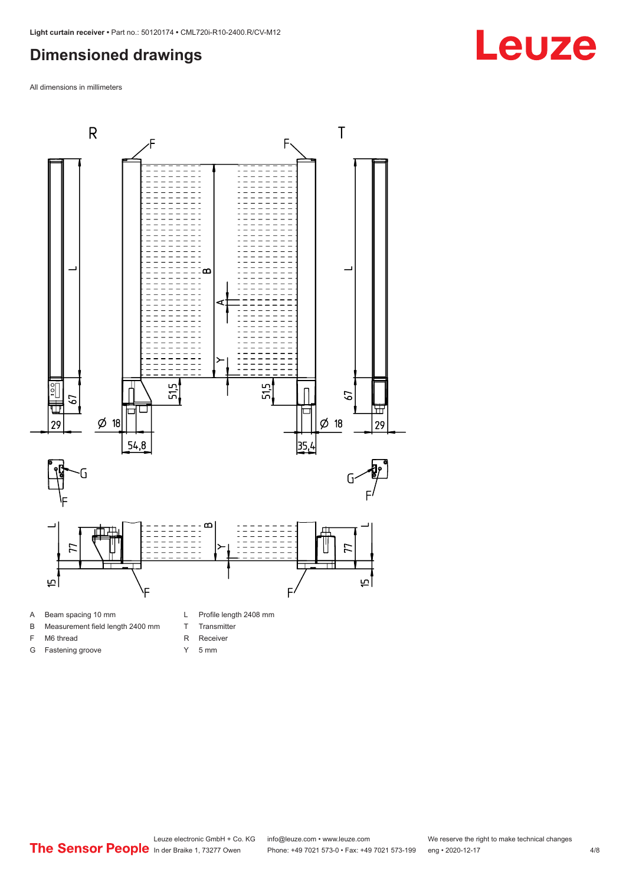## Dimensioned drawings

All dimensions in millimeters

| | | | |
|---|---|---|---|
| A | Beam spacing 10 mm | L | Profile length 2408 mm |
| B | Measurement field length 2400 mm | T | Transmitter |
| F | M6 thread | R | Receiver |
| G | Fastening groove | Y | 5 mm |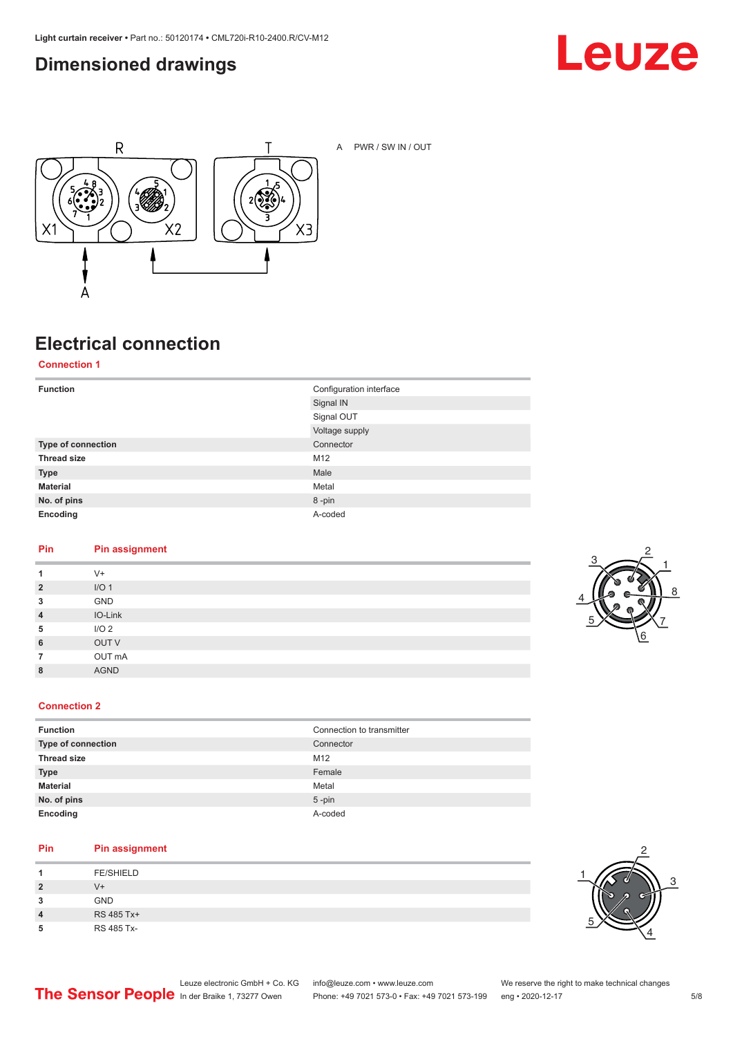## Dimensioned drawings

A PWR / SW IN / OUT

## Electrical connection

### Connection 1

| Function | Configuration interface |
|---|---|
| | Signal IN |
| | Signal OUT |
| | Voltage supply |
| Type of connection | Connector |
| Thread size | M12 |
| Type | Male |
| Material | Metal |
| No. of pins | 8 -pin |
| Encoding | A-coded |

| Pin | Pin assignment |
|---|---|
| 1 | V+ |
| 2 | I/O 1 |
| 3 | GND |
| 4 | IO-Link |
| 5 | I/O 2 |
| 6 | OUT V |
| 7 | OUT mA |
| 8 | AGND |

### Connection 2

| Function | Connection to transmitter |
|---|---|
| Type of connection | Connector |
| Thread size | M12 |
| Type | Female |
| Material | Metal |
| No. of pins | 5 -pin |
| Encoding | A-coded |

| Pin | Pin assignment |
|---|---|
| 1 | FE/SHIELD |
| 2 | V+ |
| 3 | GND |
| 4 | RS 485 Tx+ |
| 5 | RS 485 Tx- |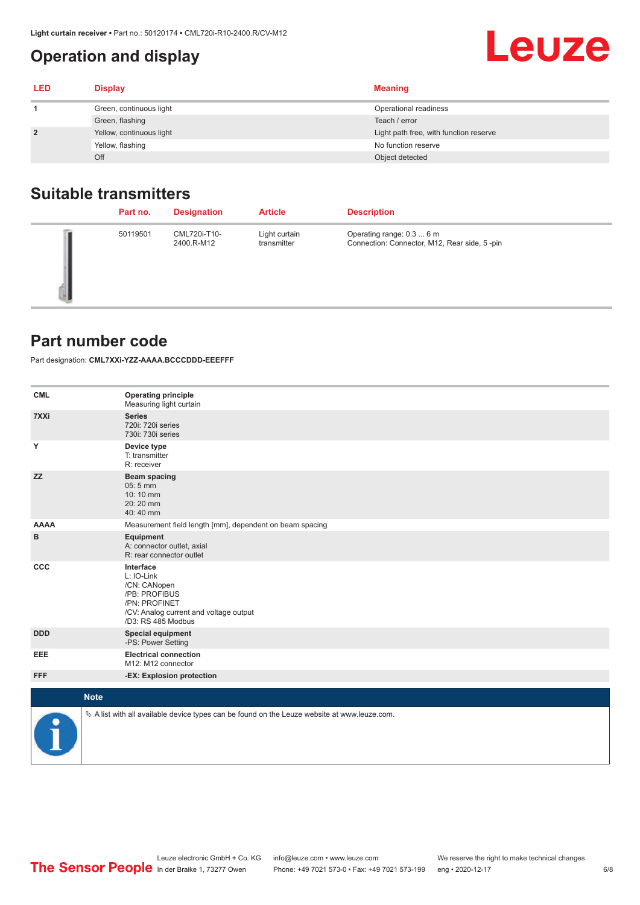# Operation and display

| LED | Display | Meaning |
|---|---|---|
| 1 | Green, continuous light | Operational readiness |
| | Green, flashing | Teach / error |
| 2 | Yellow, continuous light | Light path free, with function reserve |
| | Yellow, flashing | No function reserve |
| | Off | Object detected |

# Suitable transmitters

| | Part no. | Designation | Article | Description |
|---|---|---|---|---|
| | 50119501 | CML720i-T10-2400.R-M12 | Light curtain transmitter | Operating range: 0.3 ... 6 m<br>Connection: Connector, M12, Rear side, 5 -pin |

# Part number code

Part designation: **CML7XXi-YZZ-AAAA.BCCCDDD-EEEFFF**

| | |
|---|---|
| **CML** | **Operating principle**<br>Measuring light curtain |
| **7XXi** | **Series**<br>720i: 720i series<br>730i: 730i series |
| **Y** | **Device type**<br>T: transmitter<br>R: receiver |
| **ZZ** | **Beam spacing**<br>05: 5 mm<br>10: 10 mm<br>20: 20 mm<br>40: 40 mm |
| **AAAA** | Measurement field length [mm], dependent on beam spacing |
| **B** | **Equipment**<br>A: connector outlet, axial<br>R: rear connector outlet |
| **CCC** | **Interface**<br>L: IO-Link<br>/CN: CANopen<br>/PB: PROFIBUS<br>/PN: PROFINET<br>/CV: Analog current and voltage output<br>/D3: RS 485 Modbus |
| **DDD** | **Special equipment**<br>-PS: Power Setting |
| **EEE** | **Electrical connection**<br>M12: M12 connector |
| **FFF** | **-EX: Explosion protection** |

**Note**

↳ A list with all available device types can be found on the Leuze website at www.leuze.com.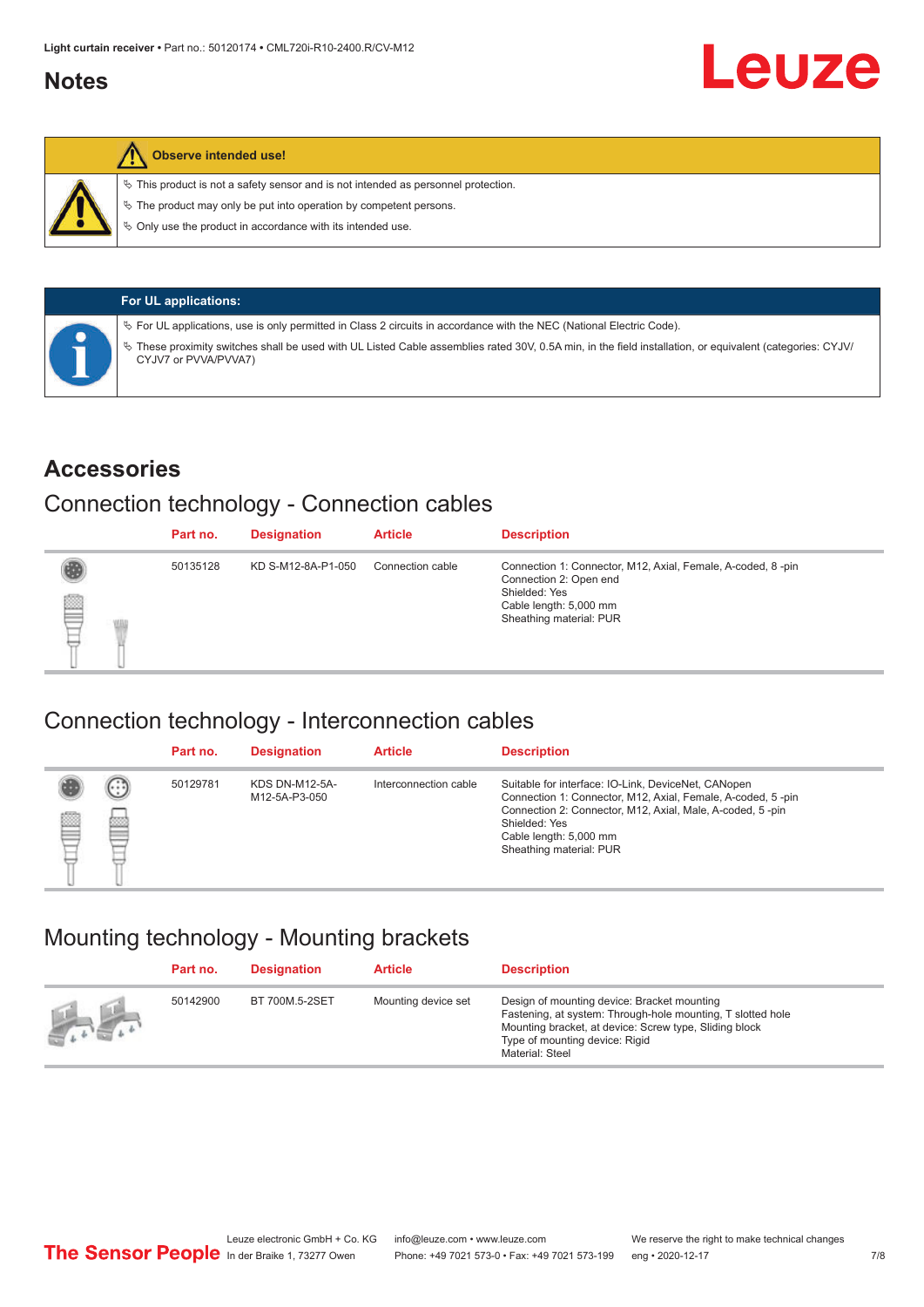# Notes

**Observe intended use!**

- This product is not a safety sensor and is not intended as personnel protection.
- The product may only be put into operation by competent persons.
- Only use the product in accordance with its intended use.

**For UL applications:**

- For UL applications, use is only permitted in Class 2 circuits in accordance with the NEC (National Electric Code).
- These proximity switches shall be used with UL Listed Cable assemblies rated 30V, 0.5A min, in the field installation, or equivalent (categories: CYJV/CYJV7 or PVVA/PVVA7)

# Accessories

## Connection technology - Connection cables

| Part no. | Designation | Article | Description |
|---|---|---|---|
| 50135128 | KD S-M12-8A-P1-050 | Connection cable | Connection 1: Connector, M12, Axial, Female, A-coded, 8 -pin<br>Connection 2: Open end<br>Shielded: Yes<br>Cable length: 5,000 mm<br>Sheathing material: PUR |

## Connection technology - Interconnection cables

| Part no. | Designation | Article | Description |
|---|---|---|---|
| 50129781 | KDS DN-M12-5A-M12-5A-P3-050 | Interconnection cable | Suitable for interface: IO-Link, DeviceNet, CANopen<br>Connection 1: Connector, M12, Axial, Female, A-coded, 5 -pin<br>Connection 2: Connector, M12, Axial, Male, A-coded, 5 -pin<br>Shielded: Yes<br>Cable length: 5,000 mm<br>Sheathing material: PUR |

## Mounting technology - Mounting brackets

| Part no. | Designation | Article | Description |
|---|---|---|---|
| 50142900 | BT 700M.5-2SET | Mounting device set | Design of mounting device: Bracket mounting<br>Fastening, at system: Through-hole mounting, T slotted hole<br>Mounting bracket, at device: Screw type, Sliding block<br>Type of mounting device: Rigid<br>Material: Steel |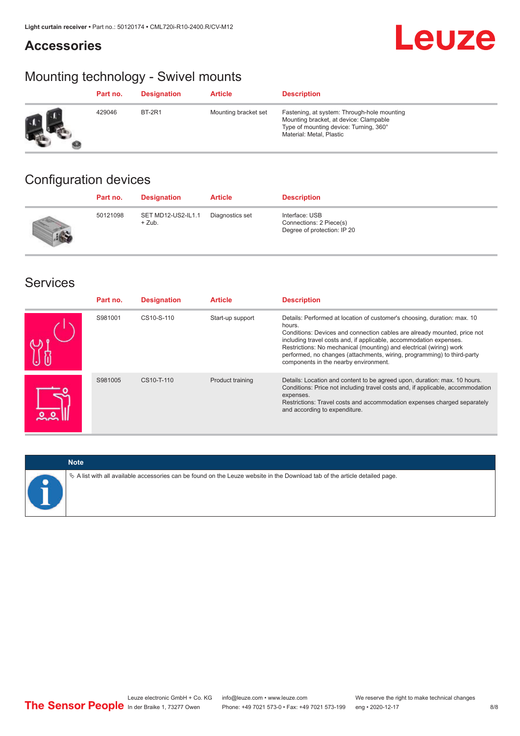## Accessories

## Mounting technology - Swivel mounts

| | Part no. | Designation | Article | Description |
|---|---|---|---|---|
| | 429046 | BT-2R1 | Mounting bracket set | Fastening, at system: Through-hole mounting<br>Mounting bracket, at device: Clampable<br>Type of mounting device: Turning, 360°<br>Material: Metal, Plastic |

## Configuration devices

| | Part no. | Designation | Article | Description |
|---|---|---|---|---|
| | 50121098 | SET MD12-US2-IL1.1 + Zub. | Diagnostics set | Interface: USB<br>Connections: 2 Piece(s)<br>Degree of protection: IP 20 |

## Services

| | Part no. | Designation | Article | Description |
|---|---|---|---|---|
| | S981001 | CS10-S-110 | Start-up support | Details: Performed at location of customer's choosing, duration: max. 10 hours.<br>Conditions: Devices and connection cables are already mounted, price not including travel costs and, if applicable, accommodation expenses.<br>Restrictions: No mechanical (mounting) and electrical (wiring) work performed, no changes (attachments, wiring, programming) to third-party components in the nearby environment. |
| | S981005 | CS10-T-110 | Product training | Details: Location and content to be agreed upon, duration: max. 10 hours.<br>Conditions: Price not including travel costs and, if applicable, accommodation expenses.<br>Restrictions: Travel costs and accommodation expenses charged separately and according to expenditure. |

**Note**

A list with all available accessories can be found on the Leuze website in the Download tab of the article detailed page.